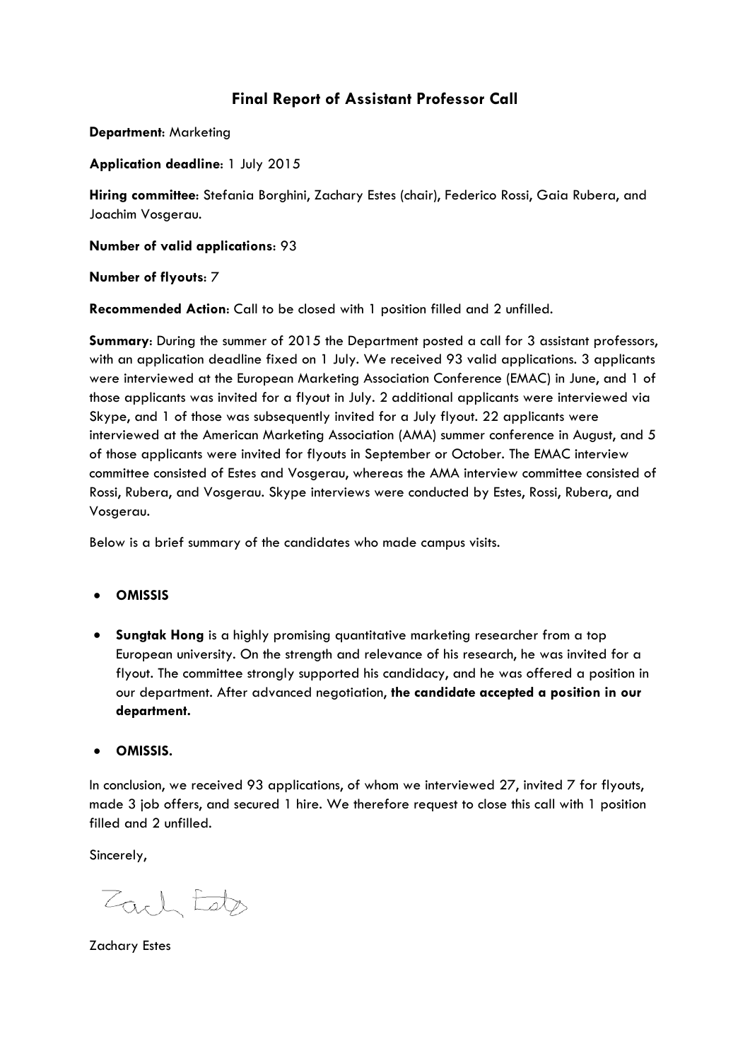# Final Report of Assistant Professor Call

**Department**: Marketing

**Application deadline**: 1 July 2015

**Hiring committee**: Stefania Borghini, Zachary Estes (chair), Federico Rossi, Gaia Rubera, and Joachim Vosgerau.

**Number of valid applications**: 93

**Number of flyouts**: 7

**Recommended Action**: Call to be closed with 1 position filled and 2 unfilled.

**Summary**: During the summer of 2015 the Department posted a call for 3 assistant professors, with an application deadline fixed on 1 July. We received 93 valid applications. 3 applicants were interviewed at the European Marketing Association Conference (EMAC) in June, and 1 of those applicants was invited for a flyout in July. 2 additional applicants were interviewed via Skype, and 1 of those was subsequently invited for a July flyout. 22 applicants were interviewed at the American Marketing Association (AMA) summer conference in August, and 5 of those applicants were invited for flyouts in September or October. The EMAC interview committee consisted of Estes and Vosgerau, whereas the AMA interview committee consisted of Rossi, Rubera, and Vosgerau. Skype interviews were conducted by Estes, Rossi, Rubera, and Vosgerau.

Below is a brief summary of the candidates who made campus visits.

- **OMISSIS**
- **Sungtak Hong** is a highly promising quantitative marketing researcher from a top European university. On the strength and relevance of his research, he was invited for a flyout. The committee strongly supported his candidacy, and he was offered a position in our department. After advanced negotiation, **the candidate accepted a position in our department.**
- **OMISSIS.**

In conclusion, we received 93 applications, of whom we interviewed 27, invited 7 for flyouts, made 3 job offers, and secured 1 hire. We therefore request to close this call with 1 position filled and 2 unfilled.

Sincerely,

Zach Estes

Zachary Estes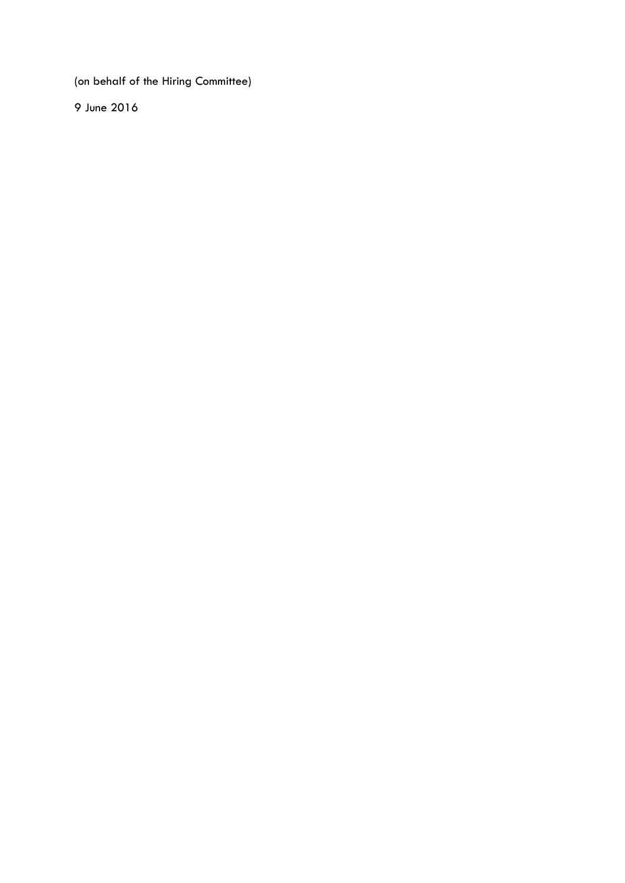(on behalf of the Hiring Committee)

9 June 2016